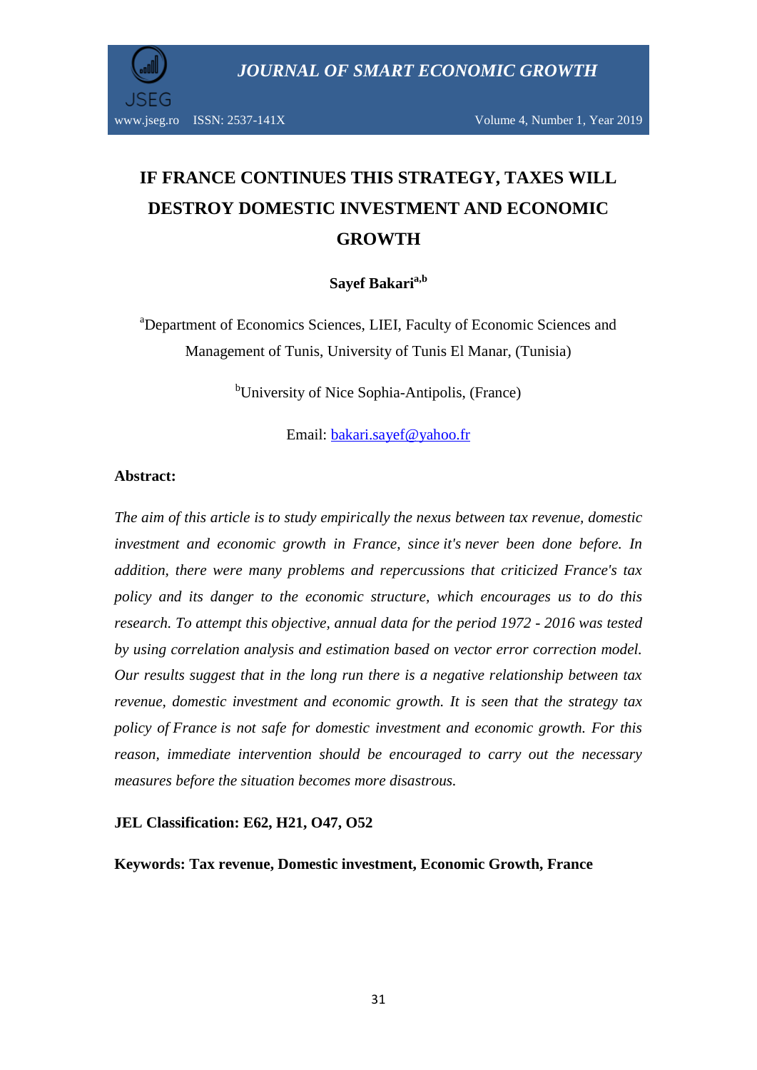# IF FRANCE CONTINUES THIS STRATEGY, TAXES WILL DESTROY DOMESTIC INVESTMENT AND ECONOMIC GROWTH

**Sayef Bakari**[a,b]

[a]Department of Economics Sciences, LIEI, Faculty of Economic Sciences and Management of Tunis, University of Tunis El Manar, (Tunisia)

[b]University of Nice Sophia-Antipolis, (France)

Email: bakari.sayef@yahoo.fr

**Abstract:**

*The aim of this article is to study empirically the nexus between tax revenue, domestic investment and economic growth in France, since it's never been done before. In addition, there were many problems and repercussions that criticized France's tax policy and its danger to the economic structure, which encourages us to do this research. To attempt this objective, annual data for the period 1972 - 2016 was tested by using correlation analysis and estimation based on vector error correction model. Our results suggest that in the long run there is a negative relationship between tax revenue, domestic investment and economic growth. It is seen that the strategy tax policy of France is not safe for domestic investment and economic growth. For this reason, immediate intervention should be encouraged to carry out the necessary measures before the situation becomes more disastrous.*

**JEL Classification: E62, H21, O47, O52**

**Keywords: Tax revenue, Domestic investment, Economic Growth, France**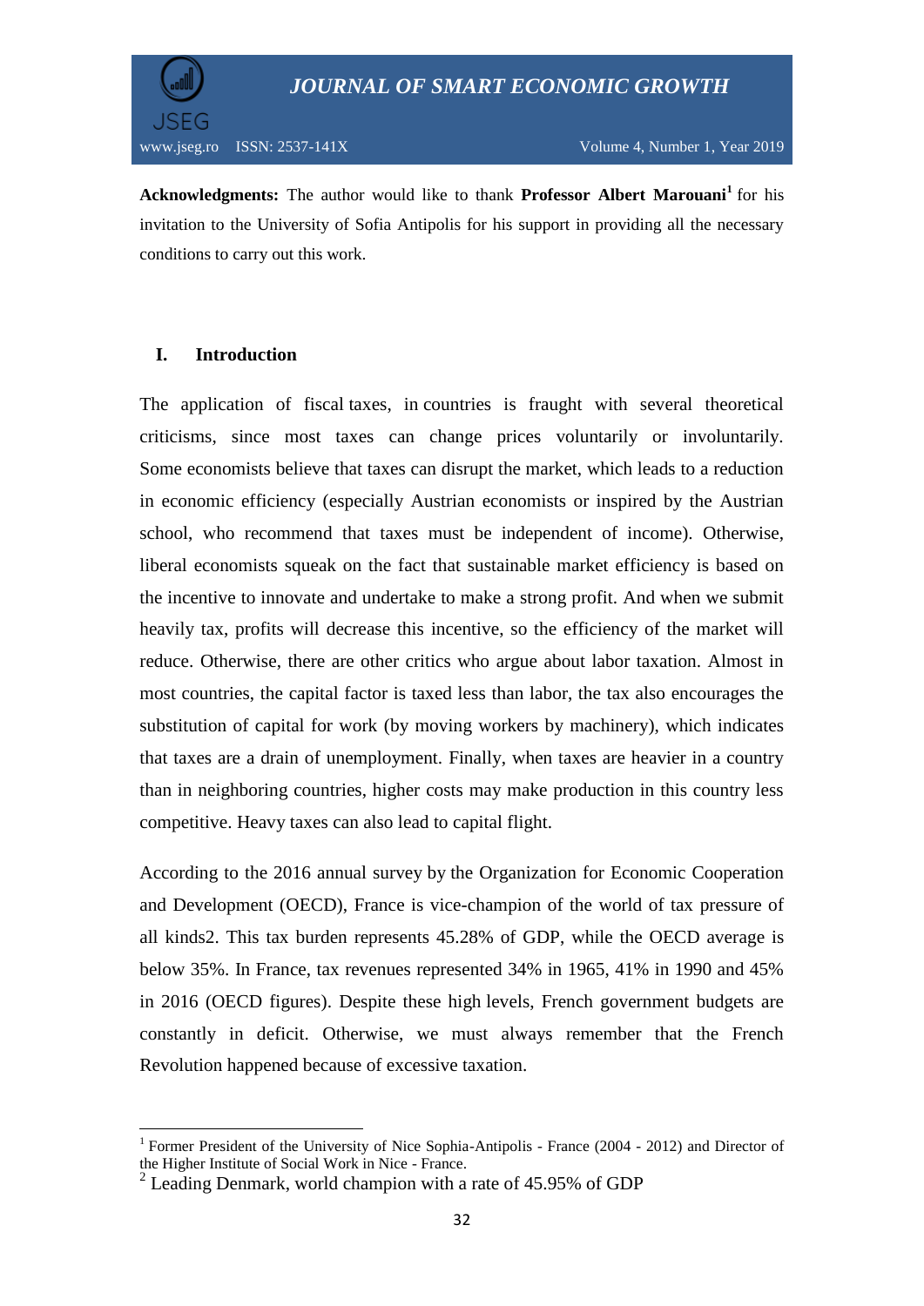**Acknowledgments:** The author would like to thank **Professor Albert Marouani**[1] for his invitation to the University of Sofia Antipolis for his support in providing all the necessary conditions to carry out this work.

## I. Introduction

The application of fiscal taxes, in countries is fraught with several theoretical criticisms, since most taxes can change prices voluntarily or involuntarily. Some economists believe that taxes can disrupt the market, which leads to a reduction in economic efficiency (especially Austrian economists or inspired by the Austrian school, who recommend that taxes must be independent of income). Otherwise, liberal economists squeak on the fact that sustainable market efficiency is based on the incentive to innovate and undertake to make a strong profit. And when we submit heavily tax, profits will decrease this incentive, so the efficiency of the market will reduce. Otherwise, there are other critics who argue about labor taxation. Almost in most countries, the capital factor is taxed less than labor, the tax also encourages the substitution of capital for work (by moving workers by machinery), which indicates that taxes are a drain of unemployment. Finally, when taxes are heavier in a country than in neighboring countries, higher costs may make production in this country less competitive. Heavy taxes can also lead to capital flight.

According to the 2016 annual survey by the Organization for Economic Cooperation and Development (OECD), France is vice-champion of the world of tax pressure of all kinds2. This tax burden represents 45.28% of GDP, while the OECD average is below 35%. In France, tax revenues represented 34% in 1965, 41% in 1990 and 45% in 2016 (OECD figures). Despite these high levels, French government budgets are constantly in deficit. Otherwise, we must always remember that the French Revolution happened because of excessive taxation.

---

[1] Former President of the University of Nice Sophia-Antipolis - France (2004 - 2012) and Director of the Higher Institute of Social Work in Nice - France.

[2] Leading Denmark, world champion with a rate of 45.95% of GDP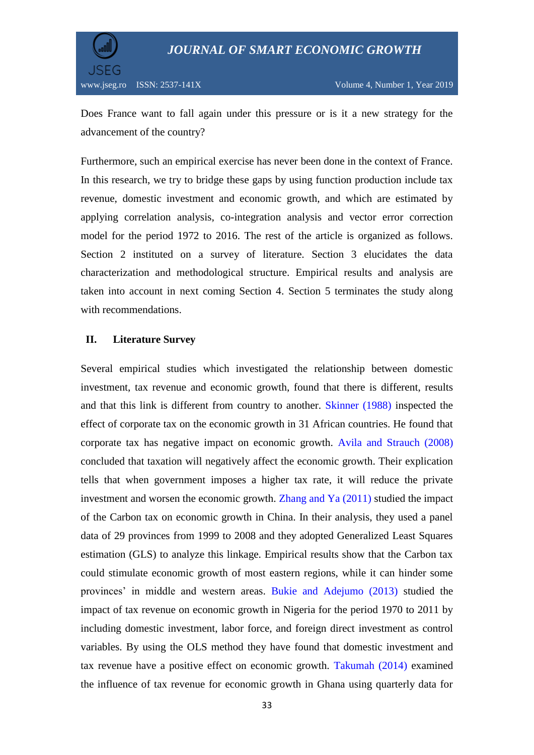Does France want to fall again under this pressure or is it a new strategy for the advancement of the country?

Furthermore, such an empirical exercise has never been done in the context of France. In this research, we try to bridge these gaps by using function production include tax revenue, domestic investment and economic growth, and which are estimated by applying correlation analysis, co-integration analysis and vector error correction model for the period 1972 to 2016. The rest of the article is organized as follows. Section 2 instituted on a survey of literature. Section 3 elucidates the data characterization and methodological structure. Empirical results and analysis are taken into account in next coming Section 4. Section 5 terminates the study along with recommendations.

## II. Literature Survey

Several empirical studies which investigated the relationship between domestic investment, tax revenue and economic growth, found that there is different, results and that this link is different from country to another. Skinner (1988) inspected the effect of corporate tax on the economic growth in 31 African countries. He found that corporate tax has negative impact on economic growth. Avila and Strauch (2008) concluded that taxation will negatively affect the economic growth. Their explication tells that when government imposes a higher tax rate, it will reduce the private investment and worsen the economic growth. Zhang and Ya (2011) studied the impact of the Carbon tax on economic growth in China. In their analysis, they used a panel data of 29 provinces from 1999 to 2008 and they adopted Generalized Least Squares estimation (GLS) to analyze this linkage. Empirical results show that the Carbon tax could stimulate economic growth of most eastern regions, while it can hinder some provinces' in middle and western areas. Bukie and Adejumo (2013) studied the impact of tax revenue on economic growth in Nigeria for the period 1970 to 2011 by including domestic investment, labor force, and foreign direct investment as control variables. By using the OLS method they have found that domestic investment and tax revenue have a positive effect on economic growth. Takumah (2014) examined the influence of tax revenue for economic growth in Ghana using quarterly data for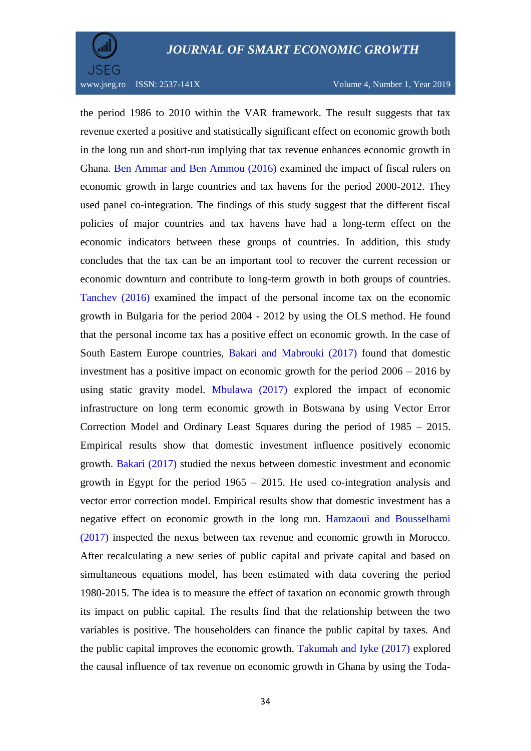the period 1986 to 2010 within the VAR framework. The result suggests that tax revenue exerted a positive and statistically significant effect on economic growth both in the long run and short-run implying that tax revenue enhances economic growth in Ghana. Ben Ammar and Ben Ammou (2016) examined the impact of fiscal rulers on economic growth in large countries and tax havens for the period 2000-2012. They used panel co-integration. The findings of this study suggest that the different fiscal policies of major countries and tax havens have had a long-term effect on the economic indicators between these groups of countries. In addition, this study concludes that the tax can be an important tool to recover the current recession or economic downturn and contribute to long-term growth in both groups of countries. Tanchev (2016) examined the impact of the personal income tax on the economic growth in Bulgaria for the period 2004 - 2012 by using the OLS method. He found that the personal income tax has a positive effect on economic growth. In the case of South Eastern Europe countries, Bakari and Mabrouki (2017) found that domestic investment has a positive impact on economic growth for the period 2006 – 2016 by using static gravity model. Mbulawa (2017) explored the impact of economic infrastructure on long term economic growth in Botswana by using Vector Error Correction Model and Ordinary Least Squares during the period of 1985 – 2015. Empirical results show that domestic investment influence positively economic growth. Bakari (2017) studied the nexus between domestic investment and economic growth in Egypt for the period 1965 – 2015. He used co-integration analysis and vector error correction model. Empirical results show that domestic investment has a negative effect on economic growth in the long run. Hamzaoui and Bousselhami (2017) inspected the nexus between tax revenue and economic growth in Morocco. After recalculating a new series of public capital and private capital and based on simultaneous equations model, has been estimated with data covering the period 1980-2015. The idea is to measure the effect of taxation on economic growth through its impact on public capital. The results find that the relationship between the two variables is positive. The householders can finance the public capital by taxes. And the public capital improves the economic growth. Takumah and Iyke (2017) explored the causal influence of tax revenue on economic growth in Ghana by using the Toda-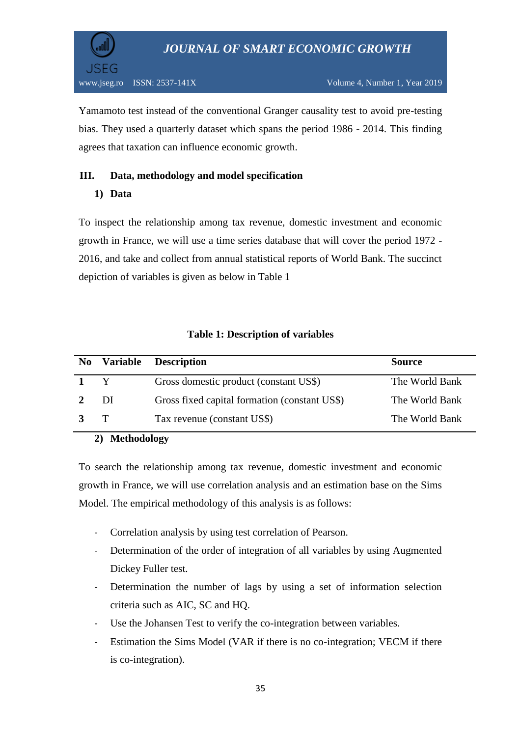Yamamoto test instead of the conventional Granger causality test to avoid pre-testing bias. They used a quarterly dataset which spans the period 1986 - 2014. This finding agrees that taxation can influence economic growth.

## III. Data, methodology and model specification

### 1) Data

To inspect the relationship among tax revenue, domestic investment and economic growth in France, we will use a time series database that will cover the period 1972 - 2016, and take and collect from annual statistical reports of World Bank. The succinct depiction of variables is given as below in Table 1

**Table 1: Description of variables**

| No | Variable | Description | Source |
|---|---|---|---|
| **1** | Y | Gross domestic product (constant US$) | The World Bank |
| **2** | DI | Gross fixed capital formation (constant US$) | The World Bank |
| **3** | T | Tax revenue (constant US$) | The World Bank |

### 2) Methodology

To search the relationship among tax revenue, domestic investment and economic growth in France, we will use correlation analysis and an estimation base on the Sims Model. The empirical methodology of this analysis is as follows:

- Correlation analysis by using test correlation of Pearson.
- Determination of the order of integration of all variables by using Augmented Dickey Fuller test.
- Determination the number of lags by using a set of information selection criteria such as AIC, SC and HQ.
- Use the Johansen Test to verify the co-integration between variables.
- Estimation the Sims Model (VAR if there is no co-integration; VECM if there is co-integration).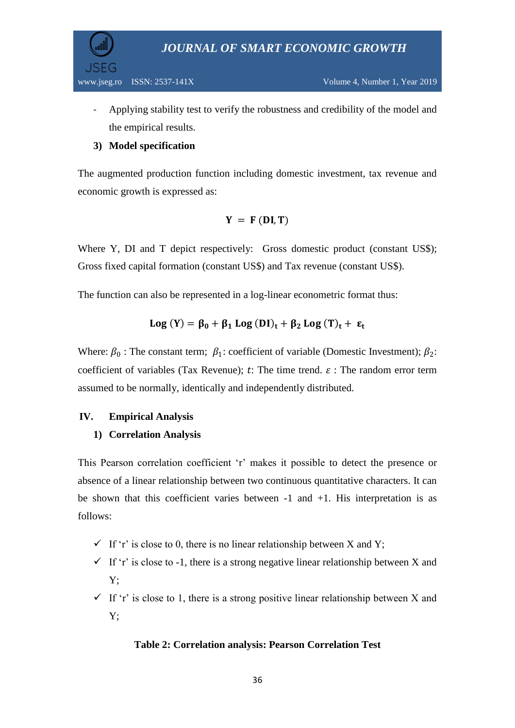- Applying stability test to verify the robustness and credibility of the model and the empirical results.

### 3) Model specification

The augmented production function including domestic investment, tax revenue and economic growth is expressed as:

$$\mathbf{Y} = \mathbf{F}\,(\mathbf{DI}, \mathbf{T})$$

Where Y, DI and T depict respectively: Gross domestic product (constant US$); Gross fixed capital formation (constant US$) and Tax revenue (constant US$).

The function can also be represented in a log-linear econometric format thus:

$$\mathbf{Log}\,(\mathbf{Y}) = \boldsymbol{\beta}_0 + \boldsymbol{\beta}_1\,\mathbf{Log}\,(\mathbf{DI})_t + \boldsymbol{\beta}_2\,\mathbf{Log}\,(\mathbf{T})_t + \boldsymbol{\varepsilon}_t$$

Where: $\beta_0$ : The constant term; $\beta_1$: coefficient of variable (Domestic Investment); $\beta_2$: coefficient of variables (Tax Revenue); $t$: The time trend. $\varepsilon$ : The random error term assumed to be normally, identically and independently distributed.

## IV. Empirical Analysis

### 1) Correlation Analysis

This Pearson correlation coefficient 'r' makes it possible to detect the presence or absence of a linear relationship between two continuous quantitative characters. It can be shown that this coefficient varies between -1 and +1. His interpretation is as follows:

- ✓ If 'r' is close to 0, there is no linear relationship between X and Y;
- ✓ If 'r' is close to -1, there is a strong negative linear relationship between X and Y;
- ✓ If 'r' is close to 1, there is a strong positive linear relationship between X and Y;

**Table 2: Correlation analysis: Pearson Correlation Test**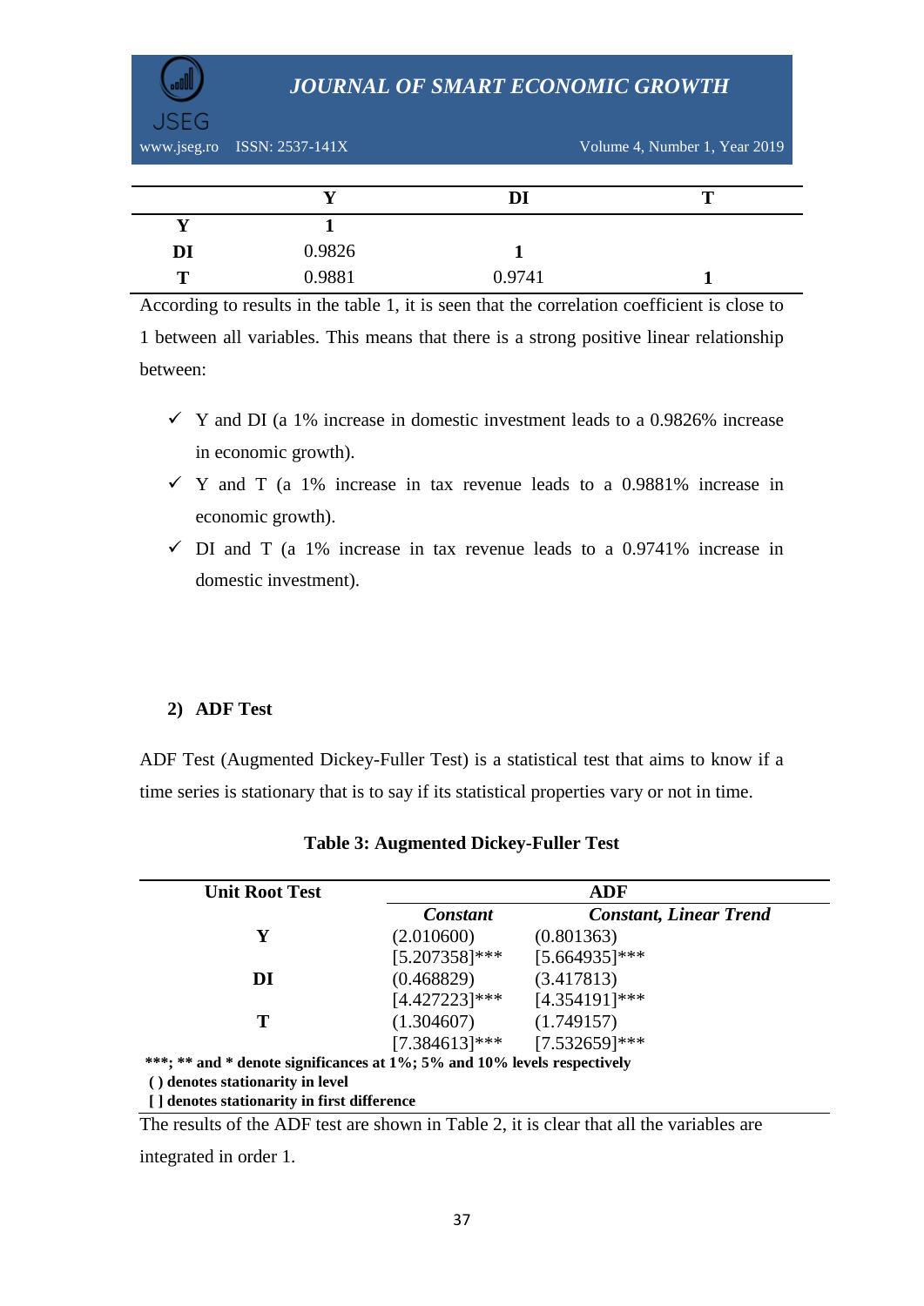| | Y | DI | T |
|---|---|---|---|
| **Y** | **1** | | |
| **DI** | 0.9826 | **1** | |
| **T** | 0.9881 | 0.9741 | **1** |

According to results in the table 1, it is seen that the correlation coefficient is close to 1 between all variables. This means that there is a strong positive linear relationship between:

- ✓ Y and DI (a 1% increase in domestic investment leads to a 0.9826% increase in economic growth).
- ✓ Y and T (a 1% increase in tax revenue leads to a 0.9881% increase in economic growth).
- ✓ DI and T (a 1% increase in tax revenue leads to a 0.9741% increase in domestic investment).

### 2) ADF Test

ADF Test (Augmented Dickey-Fuller Test) is a statistical test that aims to know if a time series is stationary that is to say if its statistical properties vary or not in time.

**Table 3: Augmented Dickey-Fuller Test**

| **Unit Root Test** | **ADF** | |
|---|---|---|
| | ***Constant*** | ***Constant, Linear Trend*** |
| **Y** | (2.010600) | (0.801363) |
| | [5.207358]*** | [5.664935]*** |
| **DI** | (0.468829) | (3.417813) |
| | [4.427223]*** | [4.354191]*** |
| **T** | (1.304607) | (1.749157) |
| | [7.384613]*** | [7.532659]*** |

**\*\*\*; \*\* and \* denote significances at 1%; 5% and 10% levels respectively**
**( ) denotes stationarity in level**
**[ ] denotes stationarity in first difference**

The results of the ADF test are shown in Table 2, it is clear that all the variables are integrated in order 1.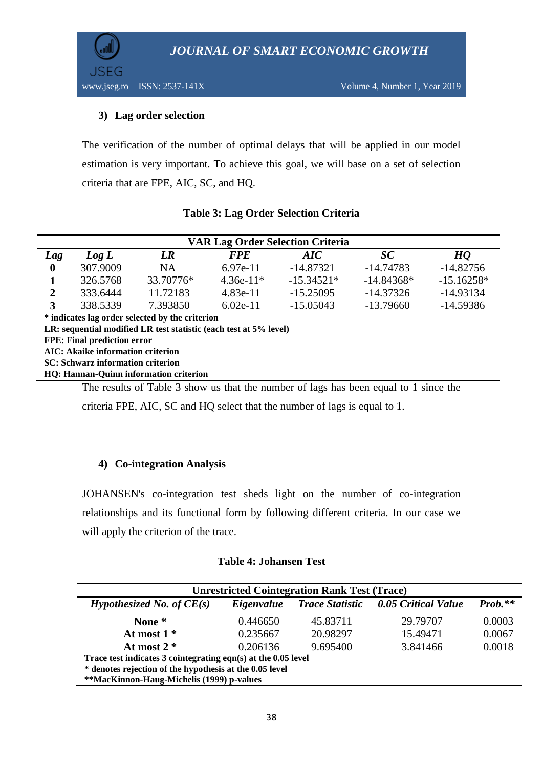### 3) Lag order selection

The verification of the number of optimal delays that will be applied in our model estimation is very important. To achieve this goal, we will base on a set of selection criteria that are FPE, AIC, SC, and HQ.

**Table 3: Lag Order Selection Criteria**

| VAR Lag Order Selection Criteria | | | | | | |
|---|---|---|---|---|---|---|
| ***Lag*** | ***Log L*** | ***LR*** | ***FPE*** | ***AIC*** | ***SC*** | ***HQ*** |
| **0** | 307.9009 | NA | 6.97e-11 | -14.87321 | -14.74783 | -14.82756 |
| **1** | 326.5768 | 33.70776* | 4.36e-11* | -15.34521* | -14.84368* | -15.16258* |
| **2** | 333.6444 | 11.72183 | 4.83e-11 | -15.25095 | -14.37326 | -14.93134 |
| **3** | 338.5339 | 7.393850 | 6.02e-11 | -15.05043 | -13.79660 | -14.59386 |

**\* indicates lag order selected by the criterion**
**LR: sequential modified LR test statistic (each test at 5% level)**
**FPE: Final prediction error**
**AIC: Akaike information criterion**
**SC: Schwarz information criterion**
**HQ: Hannan-Quinn information criterion**

The results of Table 3 show us that the number of lags has been equal to 1 since the criteria FPE, AIC, SC and HQ select that the number of lags is equal to 1.

### 4) Co-integration Analysis

JOHANSEN's co-integration test sheds light on the number of co-integration relationships and its functional form by following different criteria. In our case we will apply the criterion of the trace.

**Table 4: Johansen Test**

| Unrestricted Cointegration Rank Test (Trace) | | | | |
|---|---|---|---|---|
| ***Hypothesized No. of CE(s)*** | ***Eigenvalue*** | ***Trace Statistic*** | ***0.05 Critical Value*** | ***Prob.\*\**** |
| **None \*** | 0.446650 | 45.83711 | 29.79707 | 0.0003 |
| **At most 1 \*** | 0.235667 | 20.98297 | 15.49471 | 0.0067 |
| **At most 2 \*** | 0.206136 | 9.695400 | 3.841466 | 0.0018 |

**Trace test indicates 3 cointegrating eqn(s) at the 0.05 level**
**\* denotes rejection of the hypothesis at the 0.05 level**
**\*\*MacKinnon-Haug-Michelis (1999) p-values**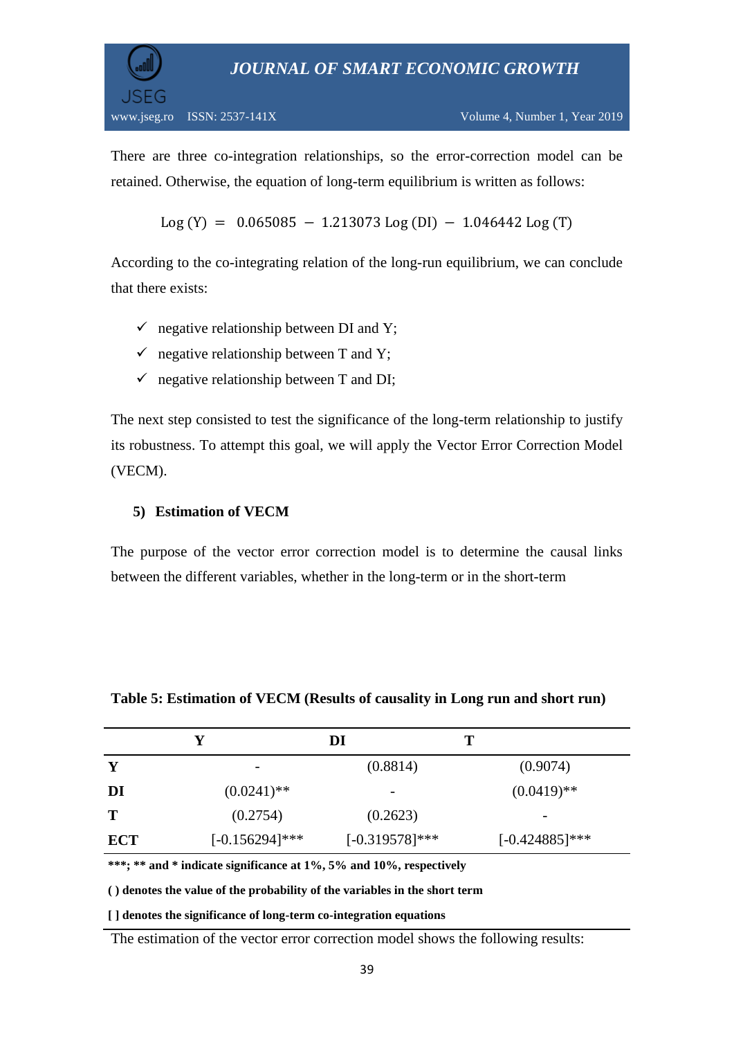There are three co-integration relationships, so the error-correction model can be retained. Otherwise, the equation of long-term equilibrium is written as follows:

$$\text{Log (Y)} = 0.065085 - 1.213073 \text{ Log (DI)} - 1.046442 \text{ Log (T)}$$

According to the co-integrating relation of the long-run equilibrium, we can conclude that there exists:

- ✓ negative relationship between DI and Y;
- ✓ negative relationship between T and Y;
- ✓ negative relationship between T and DI;

The next step consisted to test the significance of the long-term relationship to justify its robustness. To attempt this goal, we will apply the Vector Error Correction Model (VECM).

### 5) Estimation of VECM

The purpose of the vector error correction model is to determine the causal links between the different variables, whether in the long-term or in the short-term

**Table 5: Estimation of VECM (Results of causality in Long run and short run)**

| | Y | DI | T |
|---|---|---|---|
| **Y** | - | (0.8814) | (0.9074) |
| **DI** | (0.0241)** | - | (0.0419)** |
| **T** | (0.2754) | (0.2623) | - |
| **ECT** | [-0.156294]*** | [-0.319578]*** | [-0.424885]*** |

**\*\*\*; \*\* and \* indicate significance at 1%, 5% and 10%, respectively**

**( ) denotes the value of the probability of the variables in the short term**

**[ ] denotes the significance of long-term co-integration equations**

The estimation of the vector error correction model shows the following results: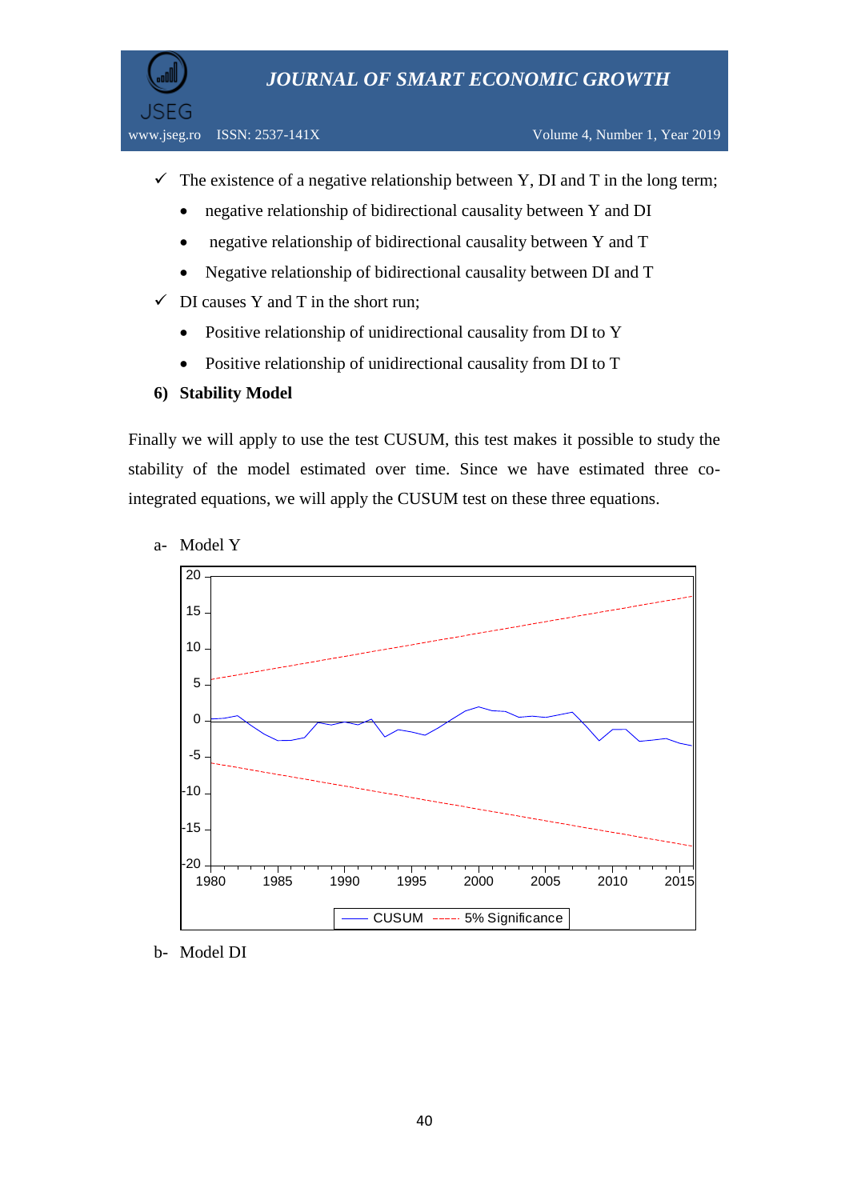- ✓ The existence of a negative relationship between Y, DI and T in the long term;
  - negative relationship of bidirectional causality between Y and DI
  - negative relationship of bidirectional causality between Y and T
  - Negative relationship of bidirectional causality between DI and T
- ✓ DI causes Y and T in the short run;
  - Positive relationship of unidirectional causality from DI to Y
  - Positive relationship of unidirectional causality from DI to T

**6) Stability Model**

Finally we will apply to use the test CUSUM, this test makes it possible to study the stability of the model estimated over time. Since we have estimated three co-integrated equations, we will apply the CUSUM test on these three equations.

a- Model Y

b- Model DI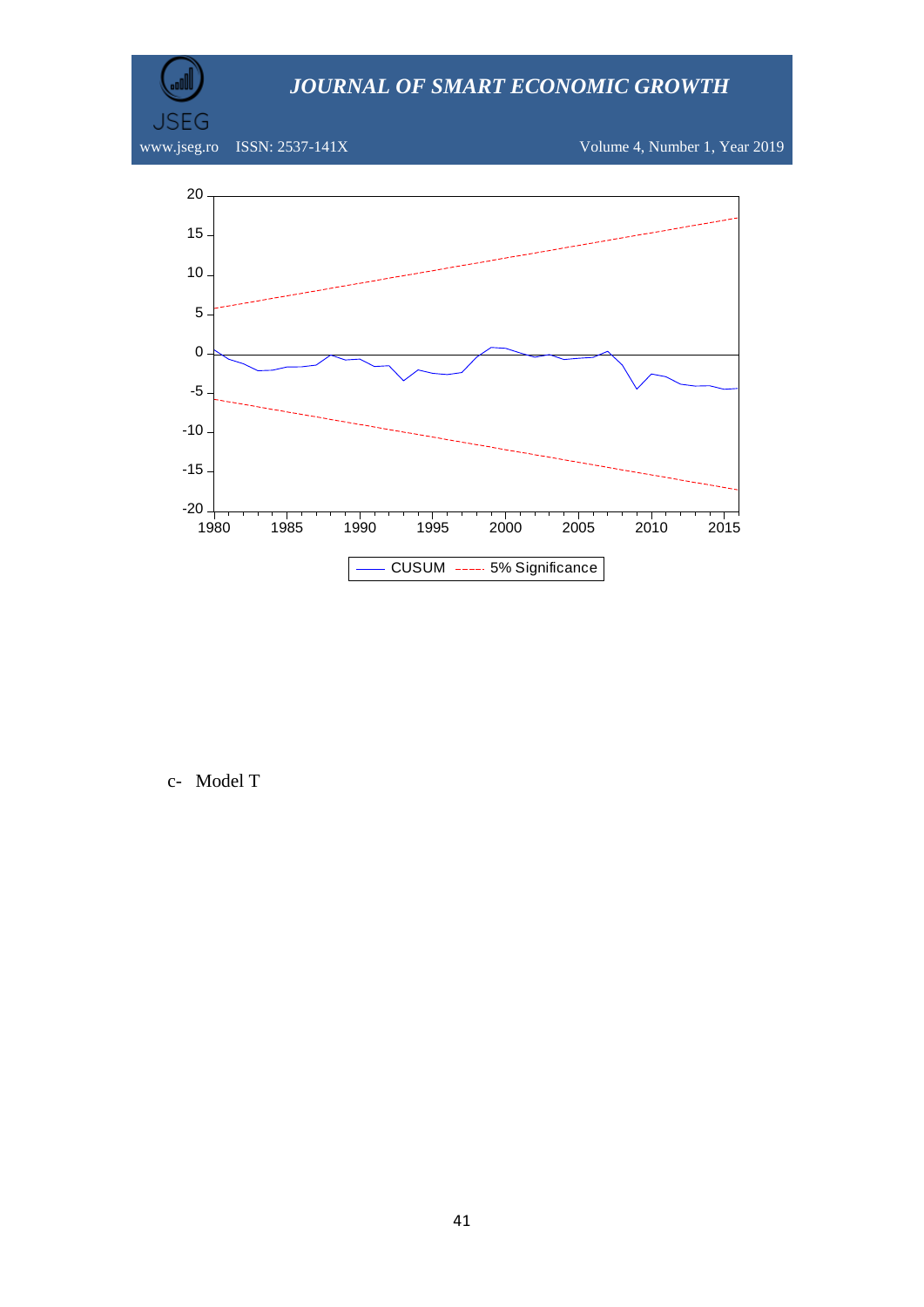c- Model T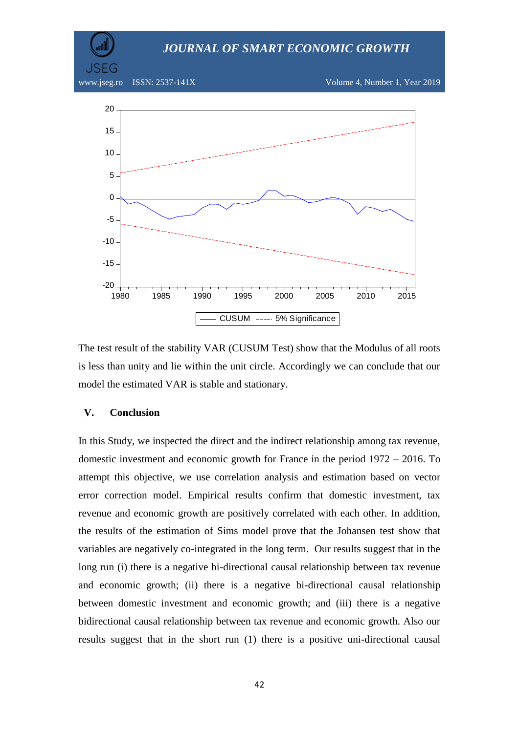The test result of the stability VAR (CUSUM Test) show that the Modulus of all roots is less than unity and lie within the unit circle. Accordingly we can conclude that our model the estimated VAR is stable and stationary.

## V. Conclusion

In this Study, we inspected the direct and the indirect relationship among tax revenue, domestic investment and economic growth for France in the period 1972 – 2016. To attempt this objective, we use correlation analysis and estimation based on vector error correction model. Empirical results confirm that domestic investment, tax revenue and economic growth are positively correlated with each other. In addition, the results of the estimation of Sims model prove that the Johansen test show that variables are negatively co-integrated in the long term. Our results suggest that in the long run (i) there is a negative bi-directional causal relationship between tax revenue and economic growth; (ii) there is a negative bi-directional causal relationship between domestic investment and economic growth; and (iii) there is a negative bidirectional causal relationship between tax revenue and economic growth. Also our results suggest that in the short run (1) there is a positive uni-directional causal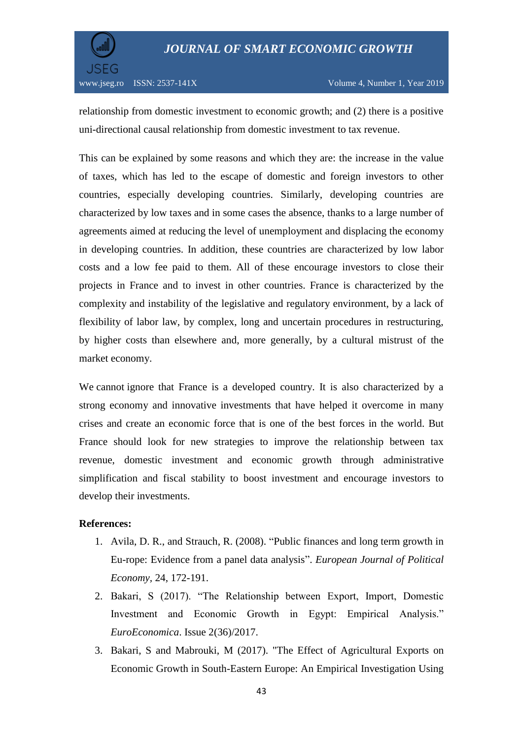relationship from domestic investment to economic growth; and (2) there is a positive uni-directional causal relationship from domestic investment to tax revenue.

This can be explained by some reasons and which they are: the increase in the value of taxes, which has led to the escape of domestic and foreign investors to other countries, especially developing countries. Similarly, developing countries are characterized by low taxes and in some cases the absence, thanks to a large number of agreements aimed at reducing the level of unemployment and displacing the economy in developing countries. In addition, these countries are characterized by low labor costs and a low fee paid to them. All of these encourage investors to close their projects in France and to invest in other countries. France is characterized by the complexity and instability of the legislative and regulatory environment, by a lack of flexibility of labor law, by complex, long and uncertain procedures in restructuring, by higher costs than elsewhere and, more generally, by a cultural mistrust of the market economy.

We cannot ignore that France is a developed country. It is also characterized by a strong economy and innovative investments that have helped it overcome in many crises and create an economic force that is one of the best forces in the world. But France should look for new strategies to improve the relationship between tax revenue, domestic investment and economic growth through administrative simplification and fiscal stability to boost investment and encourage investors to develop their investments.

**References:**

1. Avila, D. R., and Strauch, R. (2008). "Public finances and long term growth in Eu-rope: Evidence from a panel data analysis". *European Journal of Political Economy*, 24, 172-191.
2. Bakari, S (2017). "The Relationship between Export, Import, Domestic Investment and Economic Growth in Egypt: Empirical Analysis." *EuroEconomica*. Issue 2(36)/2017.
3. Bakari, S and Mabrouki, M (2017). "The Effect of Agricultural Exports on Economic Growth in South-Eastern Europe: An Empirical Investigation Using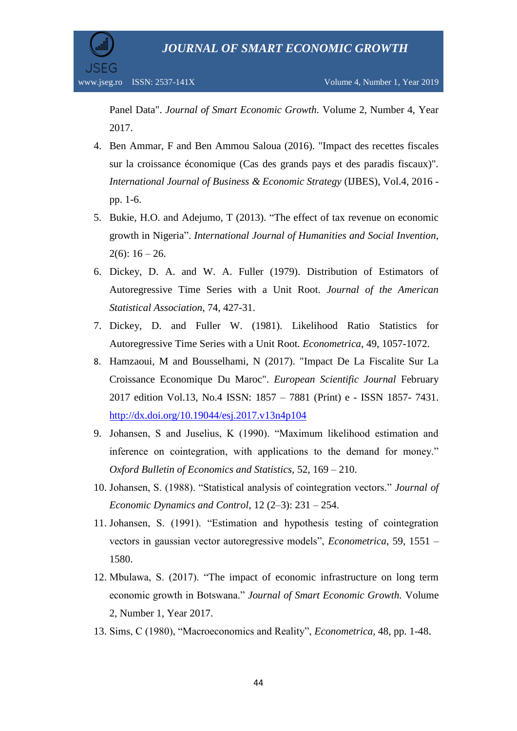Panel Data". *Journal of Smart Economic Growth.* Volume 2, Number 4, Year 2017.

4. Ben Ammar, F and Ben Ammou Saloua (2016). "Impact des recettes fiscales sur la croissance économique (Cas des grands pays et des paradis fiscaux)". *International Journal of Business & Economic Strategy* (IJBES), Vol.4, 2016 - pp. 1-6.
5. Bukie, H.O. and Adejumo, T (2013). "The effect of tax revenue on economic growth in Nigeria". *International Journal of Humanities and Social Invention*, 2(6): 16 – 26.
6. Dickey, D. A. and W. A. Fuller (1979). Distribution of Estimators of Autoregressive Time Series with a Unit Root. *Journal of the American Statistical Association*, 74, 427-31.
7. Dickey, D. and Fuller W. (1981). Likelihood Ratio Statistics for Autoregressive Time Series with a Unit Root. *Econometrica*, 49, 1057-1072.
8. Hamzaoui, M and Bousselhami, N (2017). "Impact De La Fiscalite Sur La Croissance Economique Du Maroc". *European Scientific Journal* February 2017 edition Vol.13, No.4 ISSN: 1857 – 7881 (Print) e - ISSN 1857- 7431. http://dx.doi.org/10.19044/esj.2017.v13n4p104
9. Johansen, S and Juselius, K (1990). "Maximum likelihood estimation and inference on cointegration, with applications to the demand for money." *Oxford Bulletin of Economics and Statistics*, 52, 169 – 210.
10. Johansen, S. (1988). "Statistical analysis of cointegration vectors." *Journal of Economic Dynamics and Control*, 12 (2–3): 231 – 254.
11. Johansen, S. (1991). "Estimation and hypothesis testing of cointegration vectors in gaussian vector autoregressive models", *Econometrica*, 59, 1551 – 1580.
12. Mbulawa, S. (2017). "The impact of economic infrastructure on long term economic growth in Botswana." *Journal of Smart Economic Growth.* Volume 2, Number 1, Year 2017.
13. Sims, C (1980), "Macroeconomics and Reality", *Econometrica*, 48, pp. 1-48.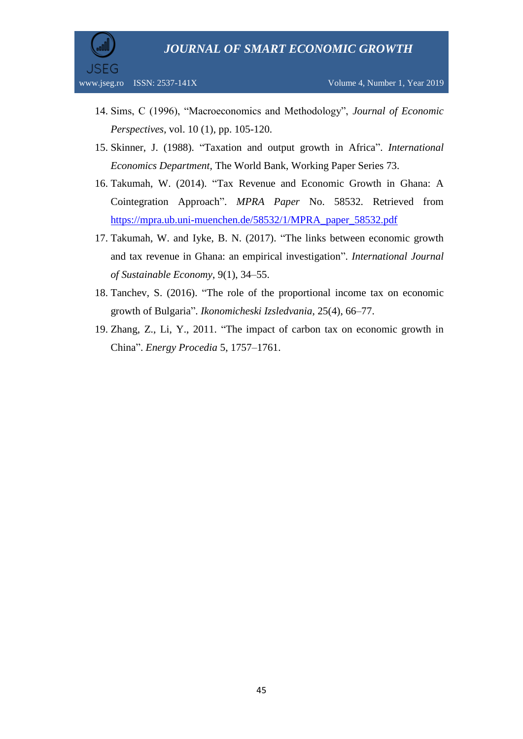14. Sims, C (1996), "Macroeconomics and Methodology", *Journal of Economic Perspectives*, vol. 10 (1), pp. 105-120.
15. Skinner, J. (1988). "Taxation and output growth in Africa". *International Economics Department*, The World Bank, Working Paper Series 73.
16. Takumah, W. (2014). "Tax Revenue and Economic Growth in Ghana: A Cointegration Approach". *MPRA Paper* No. 58532. Retrieved from https://mpra.ub.uni-muenchen.de/58532/1/MPRA_paper_58532.pdf
17. Takumah, W. and Iyke, B. N. (2017). "The links between economic growth and tax revenue in Ghana: an empirical investigation". *International Journal of Sustainable Economy*, 9(1), 34–55.
18. Tanchev, S. (2016). "The role of the proportional income tax on economic growth of Bulgaria". *Ikonomicheski Izsledvania*, 25(4), 66–77.
19. Zhang, Z., Li, Y., 2011. "The impact of carbon tax on economic growth in China". *Energy Procedia* 5, 1757–1761.